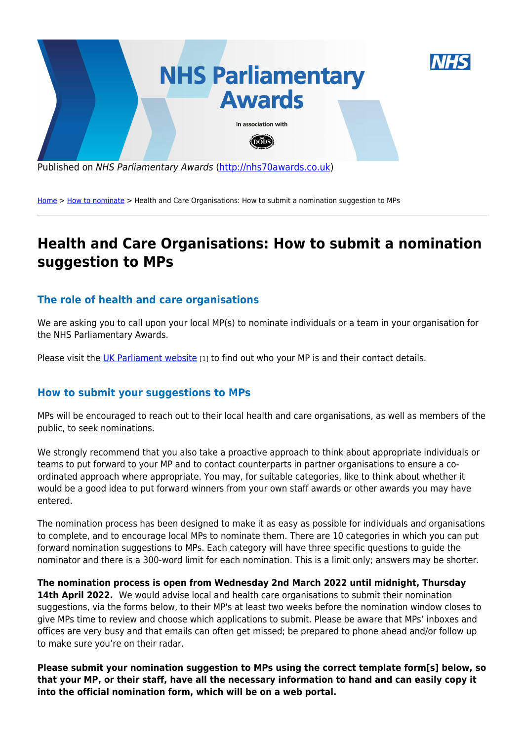Published on *NHS Parliamentary Awards* (http://nhs70awards.co.uk)

Home > How to nominate > Health and Care Organisations: How to submit a nomination suggestion to MPs

# Health and Care Organisations: How to submit a nomination suggestion to MPs

## The role of health and care organisations

We are asking you to call upon your local MP(s) to nominate individuals or a team in your organisation for the NHS Parliamentary Awards.

Please visit the UK Parliament website [1] to find out who your MP is and their contact details.

## How to submit your suggestions to MPs

MPs will be encouraged to reach out to their local health and care organisations, as well as members of the public, to seek nominations.

We strongly recommend that you also take a proactive approach to think about appropriate individuals or teams to put forward to your MP and to contact counterparts in partner organisations to ensure a co-ordinated approach where appropriate. You may, for suitable categories, like to think about whether it would be a good idea to put forward winners from your own staff awards or other awards you may have entered.

The nomination process has been designed to make it as easy as possible for individuals and organisations to complete, and to encourage local MPs to nominate them. There are 10 categories in which you can put forward nomination suggestions to MPs. Each category will have three specific questions to guide the nominator and there is a 300-word limit for each nomination. This is a limit only; answers may be shorter.

**The nomination process is open from Wednesday 2nd March 2022 until midnight, Thursday 14th April 2022.** We would advise local and health care organisations to submit their nomination suggestions, via the forms below, to their MP's at least two weeks before the nomination window closes to give MPs time to review and choose which applications to submit. Please be aware that MPs' inboxes and offices are very busy and that emails can often get missed; be prepared to phone ahead and/or follow up to make sure you're on their radar.

**Please submit your nomination suggestion to MPs using the correct template form[s] below, so that your MP, or their staff, have all the necessary information to hand and can easily copy it into the official nomination form, which will be on a web portal.**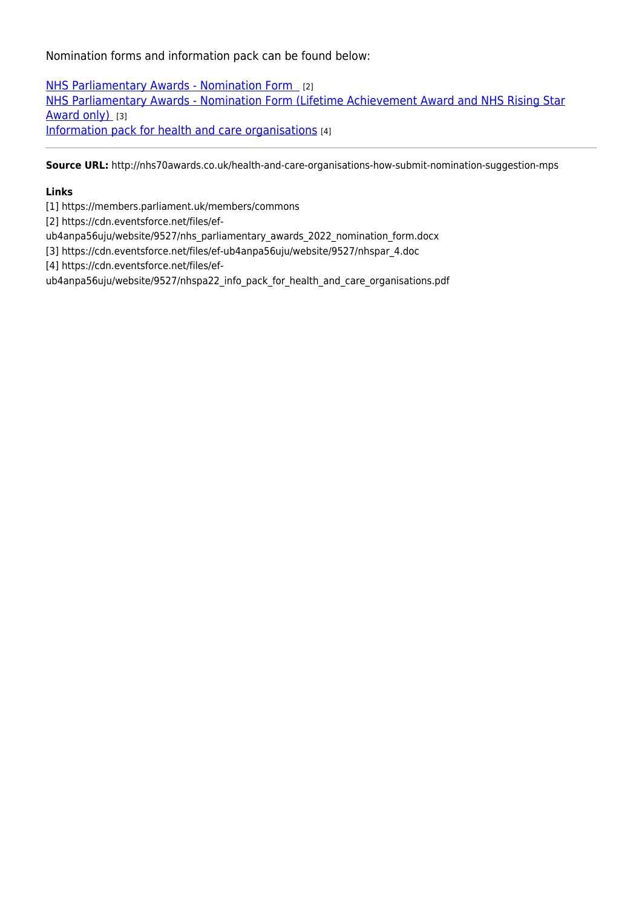Nomination forms and information pack can be found below:

[NHS Parliamentary Awards - Nomination Form ](https://cdn.eventsforce.net/files/ef-ub4anpa56uju/website/9527/nhs_parliamentary_awards_2022_nomination_form.docx) [2]
[NHS Parliamentary Awards - Nomination Form (Lifetime Achievement Award and NHS Rising Star Award only) ](https://cdn.eventsforce.net/files/ef-ub4anpa56uju/website/9527/nhspar_4.doc) [3]
[Information pack for health and care organisations](https://cdn.eventsforce.net/files/ef-ub4anpa56uju/website/9527/nhspa22_info_pack_for_health_and_care_organisations.pdf) [4]

---

**Source URL:** http://nhs70awards.co.uk/health-and-care-organisations-how-submit-nomination-suggestion-mps

**Links**

[1] https://members.parliament.uk/members/commons
[2] https://cdn.eventsforce.net/files/ef-ub4anpa56uju/website/9527/nhs_parliamentary_awards_2022_nomination_form.docx
[3] https://cdn.eventsforce.net/files/ef-ub4anpa56uju/website/9527/nhspar_4.doc
[4] https://cdn.eventsforce.net/files/ef-ub4anpa56uju/website/9527/nhspa22_info_pack_for_health_and_care_organisations.pdf